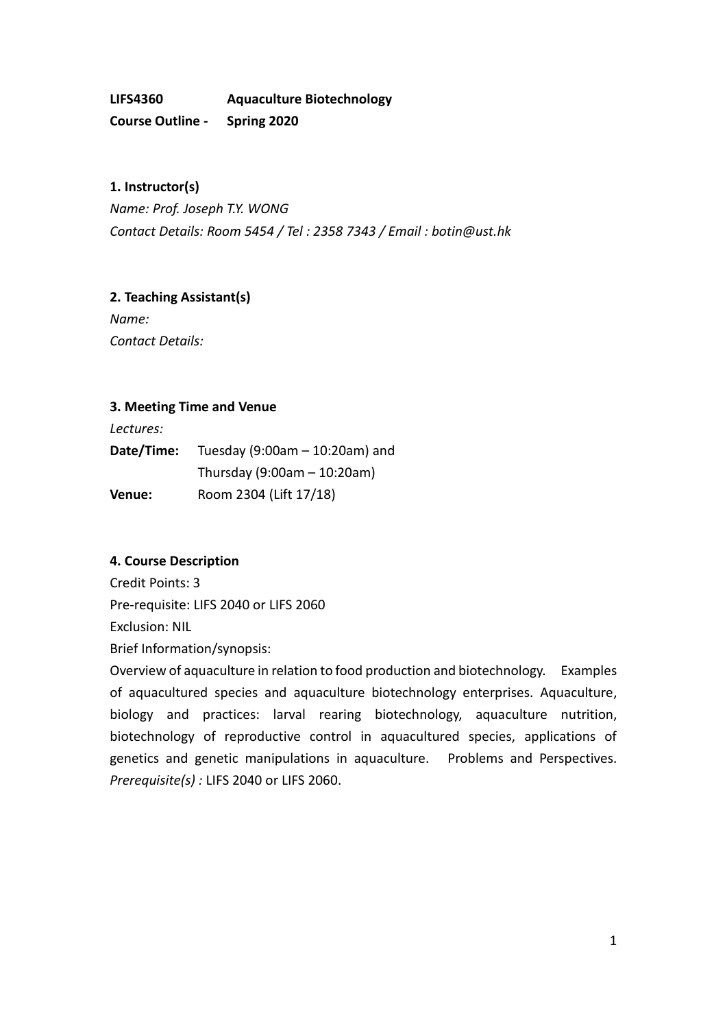**LIFS4360 Aquaculture Biotechnology**

**Course Outline - Spring 2020**

## 1. Instructor(s)

*Name: Prof. Joseph T.Y. WONG*

*Contact Details: Room 5454 / Tel : 2358 7343 / Email : botin@ust.hk*

## 2. Teaching Assistant(s)

*Name:*

*Contact Details:*

## 3. Meeting Time and Venue

*Lectures:*

**Date/Time:** Tuesday (9:00am – 10:20am) and
Thursday (9:00am – 10:20am)

**Venue:** Room 2304 (Lift 17/18)

## 4. Course Description

Credit Points: 3

Pre-requisite: LIFS 2040 or LIFS 2060

Exclusion: NIL

Brief Information/synopsis:

Overview of aquaculture in relation to food production and biotechnology. Examples of aquacultured species and aquaculture biotechnology enterprises. Aquaculture, biology and practices: larval rearing biotechnology, aquaculture nutrition, biotechnology of reproductive control in aquacultured species, applications of genetics and genetic manipulations in aquaculture. Problems and Perspectives. *Prerequisite(s) :* LIFS 2040 or LIFS 2060.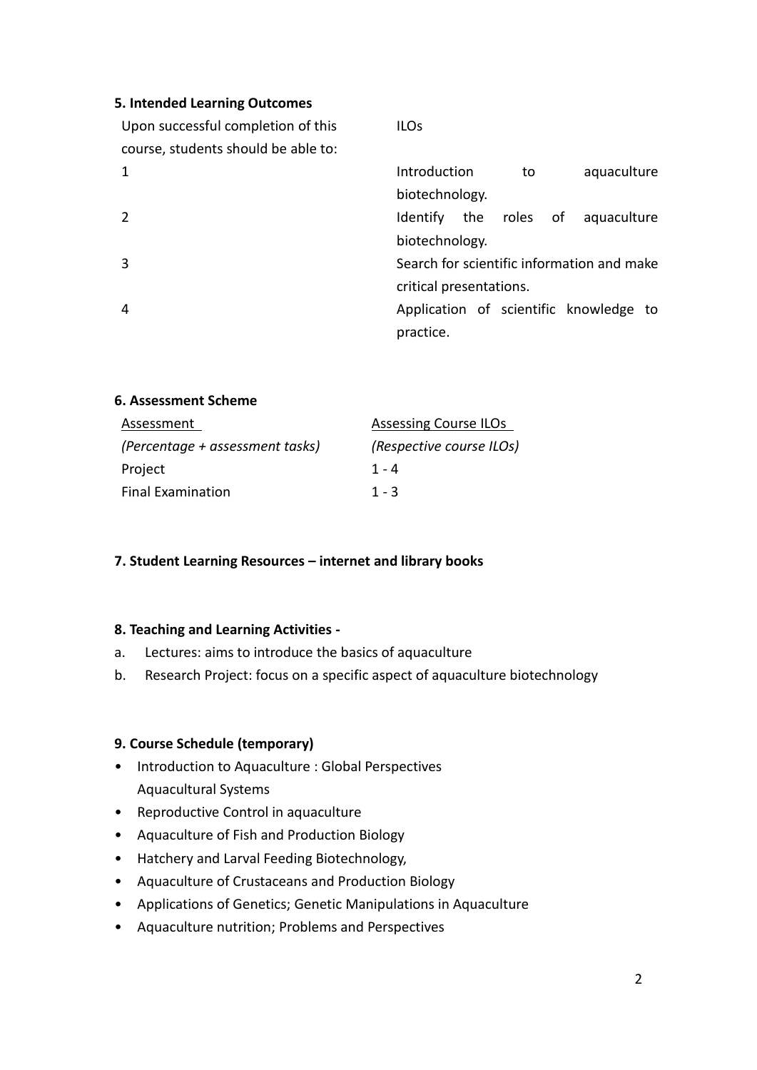**5. Intended Learning Outcomes**

| Upon successful completion of this course, students should be able to: | ILOs |
|---|---|
| 1 | Introduction to aquaculture biotechnology. |
| 2 | Identify the roles of aquaculture biotechnology. |
| 3 | Search for scientific information and make critical presentations. |
| 4 | Application of scientific knowledge to practice. |

**6. Assessment Scheme**

| Assessment<br>*(Percentage + assessment tasks)* | Assessing Course ILOs<br>*(Respective course ILOs)* |
|---|---|
| Project | 1 - 4 |
| Final Examination | 1 - 3 |

**7. Student Learning Resources – internet and library books**

**8. Teaching and Learning Activities -**

a. Lectures: aims to introduce the basics of aquaculture
b. Research Project: focus on a specific aspect of aquaculture biotechnology

**9. Course Schedule (temporary)**

- Introduction to Aquaculture : Global Perspectives
  Aquacultural Systems
- Reproductive Control in aquaculture
- Aquaculture of Fish and Production Biology
- Hatchery and Larval Feeding Biotechnology,
- Aquaculture of Crustaceans and Production Biology
- Applications of Genetics; Genetic Manipulations in Aquaculture
- Aquaculture nutrition; Problems and Perspectives